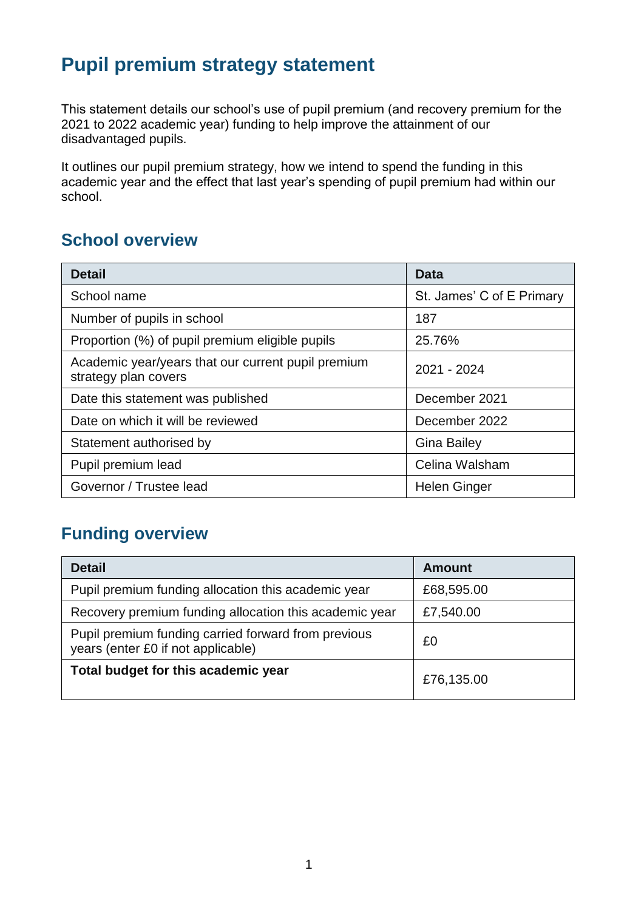# Pupil premium strategy statement

This statement details our school's use of pupil premium (and recovery premium for the 2021 to 2022 academic year) funding to help improve the attainment of our disadvantaged pupils.

It outlines our pupil premium strategy, how we intend to spend the funding in this academic year and the effect that last year's spending of pupil premium had within our school.

## School overview

| Detail | Data |
|---|---|
| School name | St. James' C of E Primary |
| Number of pupils in school | 187 |
| Proportion (%) of pupil premium eligible pupils | 25.76% |
| Academic year/years that our current pupil premium strategy plan covers | 2021 - 2024 |
| Date this statement was published | December 2021 |
| Date on which it will be reviewed | December 2022 |
| Statement authorised by | Gina Bailey |
| Pupil premium lead | Celina Walsham |
| Governor / Trustee lead | Helen Ginger |

## Funding overview

| Detail | Amount |
|---|---|
| Pupil premium funding allocation this academic year | £68,595.00 |
| Recovery premium funding allocation this academic year | £7,540.00 |
| Pupil premium funding carried forward from previous years (enter £0 if not applicable) | £0 |
| **Total budget for this academic year** | £76,135.00 |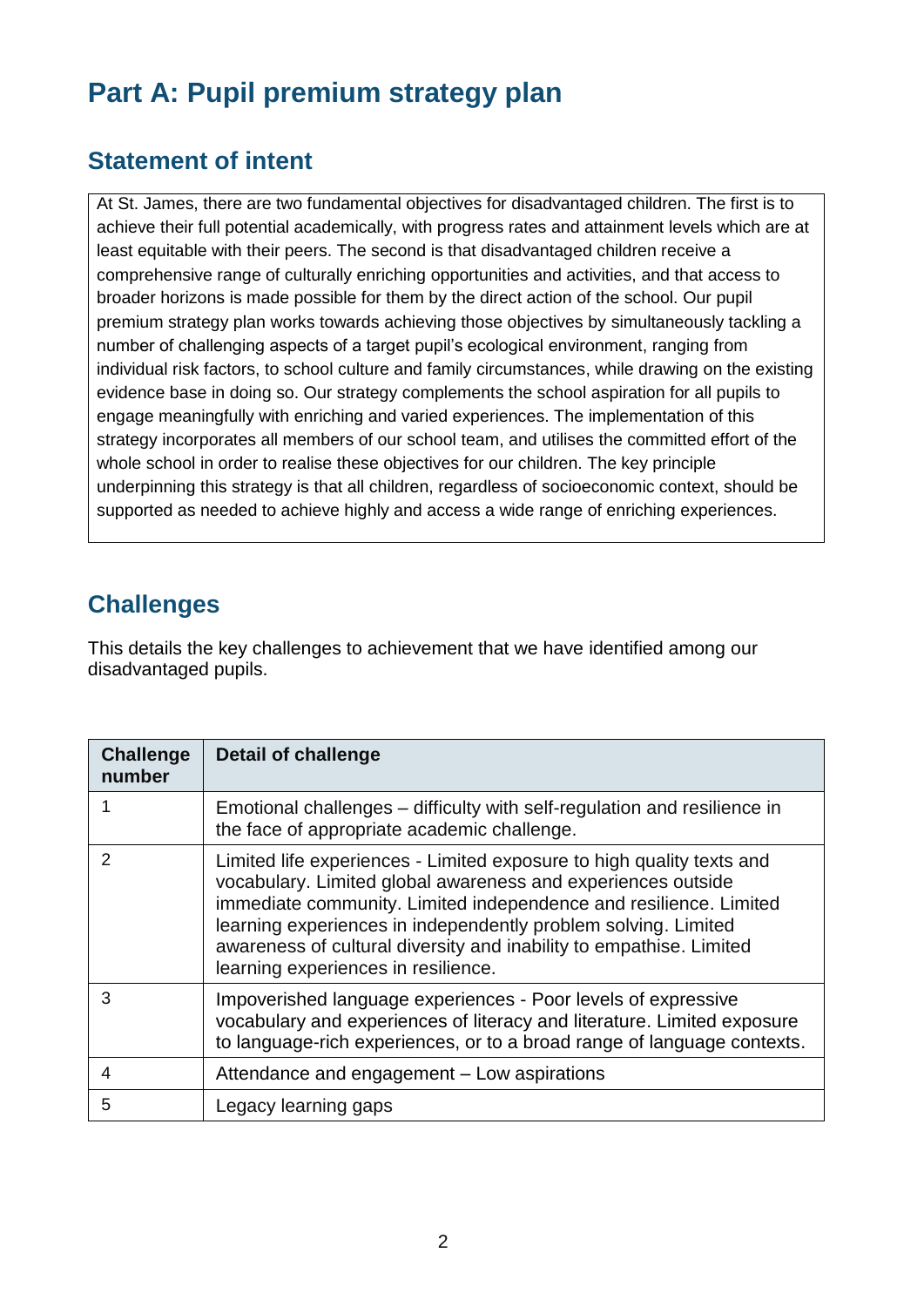# Part A: Pupil premium strategy plan

## Statement of intent

At St. James, there are two fundamental objectives for disadvantaged children. The first is to achieve their full potential academically, with progress rates and attainment levels which are at least equitable with their peers. The second is that disadvantaged children receive a comprehensive range of culturally enriching opportunities and activities, and that access to broader horizons is made possible for them by the direct action of the school. Our pupil premium strategy plan works towards achieving those objectives by simultaneously tackling a number of challenging aspects of a target pupil's ecological environment, ranging from individual risk factors, to school culture and family circumstances, while drawing on the existing evidence base in doing so. Our strategy complements the school aspiration for all pupils to engage meaningfully with enriching and varied experiences. The implementation of this strategy incorporates all members of our school team, and utilises the committed effort of the whole school in order to realise these objectives for our children. The key principle underpinning this strategy is that all children, regardless of socioeconomic context, should be supported as needed to achieve highly and access a wide range of enriching experiences.

## Challenges

This details the key challenges to achievement that we have identified among our disadvantaged pupils.

| Challenge number | Detail of challenge |
| --- | --- |
| 1 | Emotional challenges – difficulty with self-regulation and resilience in the face of appropriate academic challenge. |
| 2 | Limited life experiences - Limited exposure to high quality texts and vocabulary. Limited global awareness and experiences outside immediate community. Limited independence and resilience. Limited learning experiences in independently problem solving. Limited awareness of cultural diversity and inability to empathise. Limited learning experiences in resilience. |
| 3 | Impoverished language experiences - Poor levels of expressive vocabulary and experiences of literacy and literature. Limited exposure to language-rich experiences, or to a broad range of language contexts. |
| 4 | Attendance and engagement – Low aspirations |
| 5 | Legacy learning gaps |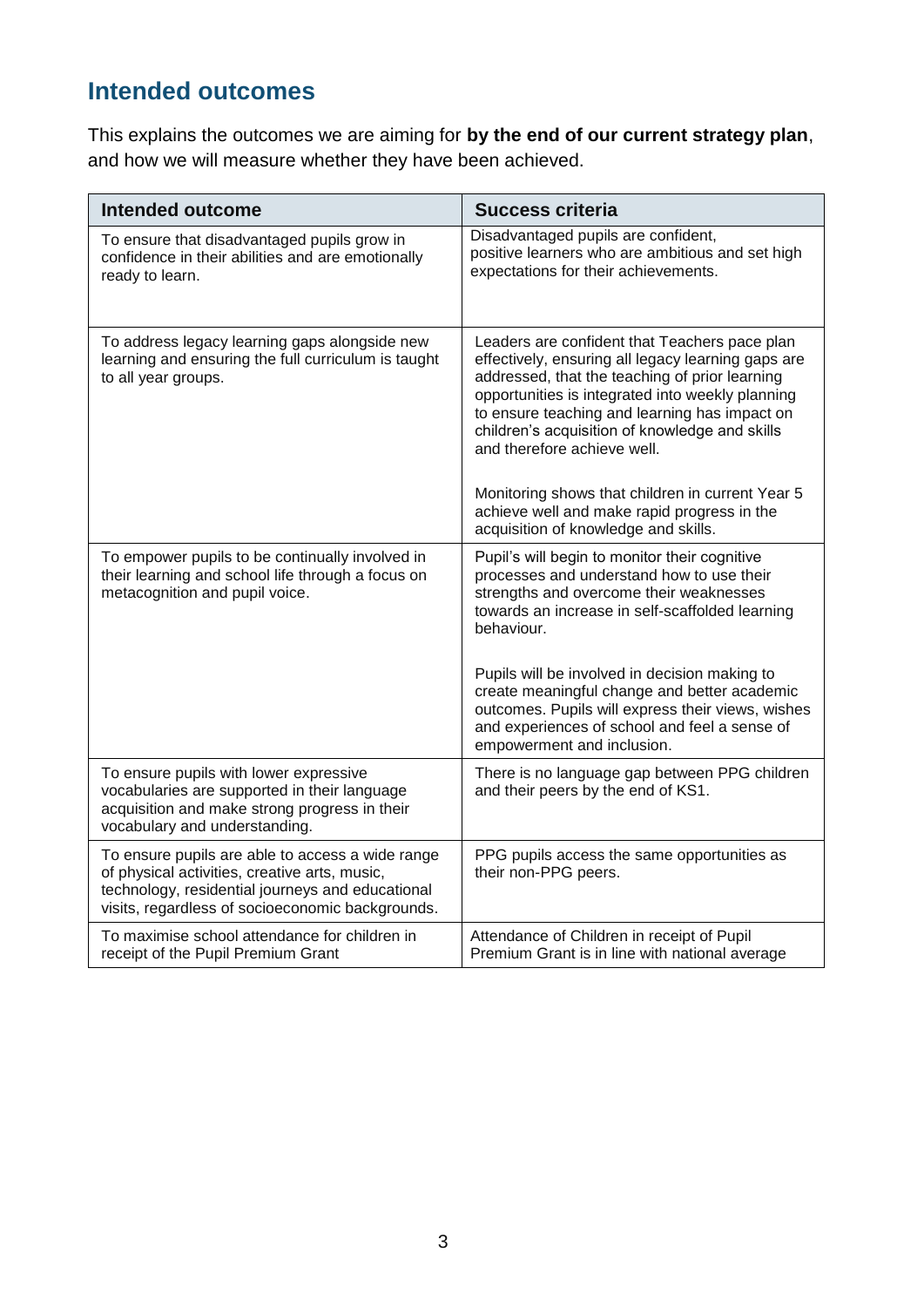## Intended outcomes

This explains the outcomes we are aiming for **by the end of our current strategy plan**, and how we will measure whether they have been achieved.

| Intended outcome | Success criteria |
|---|---|
| To ensure that disadvantaged pupils grow in confidence in their abilities and are emotionally ready to learn. | Disadvantaged pupils are confident, positive learners who are ambitious and set high expectations for their achievements. |
| To address legacy learning gaps alongside new learning and ensuring the full curriculum is taught to all year groups. | Leaders are confident that Teachers pace plan effectively, ensuring all legacy learning gaps are addressed, that the teaching of prior learning opportunities is integrated into weekly planning to ensure teaching and learning has impact on children's acquisition of knowledge and skills and therefore achieve well.<br><br>Monitoring shows that children in current Year 5 achieve well and make rapid progress in the acquisition of knowledge and skills. |
| To empower pupils to be continually involved in their learning and school life through a focus on metacognition and pupil voice. | Pupil's will begin to monitor their cognitive processes and understand how to use their strengths and overcome their weaknesses towards an increase in self-scaffolded learning behaviour.<br><br>Pupils will be involved in decision making to create meaningful change and better academic outcomes. Pupils will express their views, wishes and experiences of school and feel a sense of empowerment and inclusion. |
| To ensure pupils with lower expressive vocabularies are supported in their language acquisition and make strong progress in their vocabulary and understanding. | There is no language gap between PPG children and their peers by the end of KS1. |
| To ensure pupils are able to access a wide range of physical activities, creative arts, music, technology, residential journeys and educational visits, regardless of socioeconomic backgrounds. | PPG pupils access the same opportunities as their non-PPG peers. |
| To maximise school attendance for children in receipt of the Pupil Premium Grant | Attendance of Children in receipt of Pupil Premium Grant is in line with national average |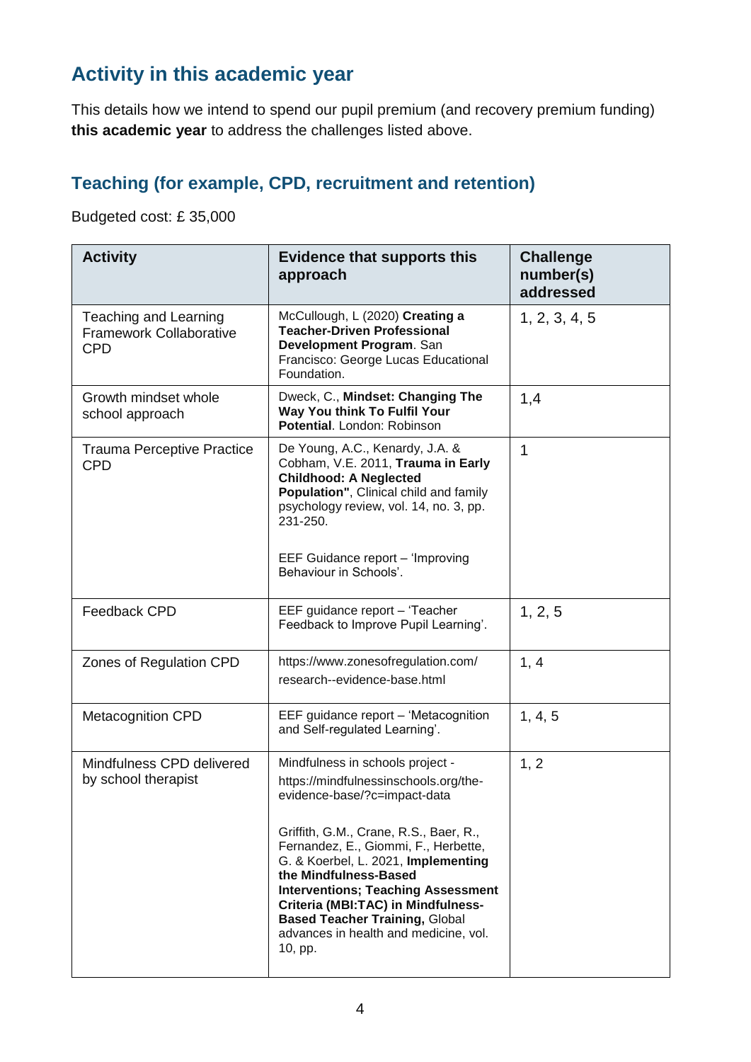## Activity in this academic year

This details how we intend to spend our pupil premium (and recovery premium funding) **this academic year** to address the challenges listed above.

### Teaching (for example, CPD, recruitment and retention)

Budgeted cost: £ 35,000

| Activity | Evidence that supports this approach | Challenge number(s) addressed |
|---|---|---|
| Teaching and Learning Framework Collaborative CPD | McCullough, L (2020) **Creating a Teacher-Driven Professional Development Program**. San Francisco: George Lucas Educational Foundation. | 1, 2, 3, 4, 5 |
| Growth mindset whole school approach | Dweck, C., **Mindset: Changing The Way You think To Fulfil Your Potential**. London: Robinson | 1,4 |
| Trauma Perceptive Practice CPD | De Young, A.C., Kenardy, J.A. & Cobham, V.E. 2011, **Trauma in Early Childhood: A Neglected Population"**, Clinical child and family psychology review, vol. 14, no. 3, pp. 231-250.<br><br>EEF Guidance report – 'Improving Behaviour in Schools'. | 1 |
| Feedback CPD | EEF guidance report – 'Teacher Feedback to Improve Pupil Learning'. | 1, 2, 5 |
| Zones of Regulation CPD | https://www.zonesofregulation.com/research--evidence-base.html | 1, 4 |
| Metacognition CPD | EEF guidance report – 'Metacognition and Self-regulated Learning'. | 1, 4, 5 |
| Mindfulness CPD delivered by school therapist | Mindfulness in schools project - https://mindfulnessinschools.org/the-evidence-base/?c=impact-data<br><br>Griffith, G.M., Crane, R.S., Baer, R., Fernandez, E., Giommi, F., Herbette, G. & Koerbel, L. 2021, **Implementing the Mindfulness-Based Interventions; Teaching Assessment Criteria (MBI:TAC) in Mindfulness-Based Teacher Training,** Global advances in health and medicine, vol. 10, pp. | 1, 2 |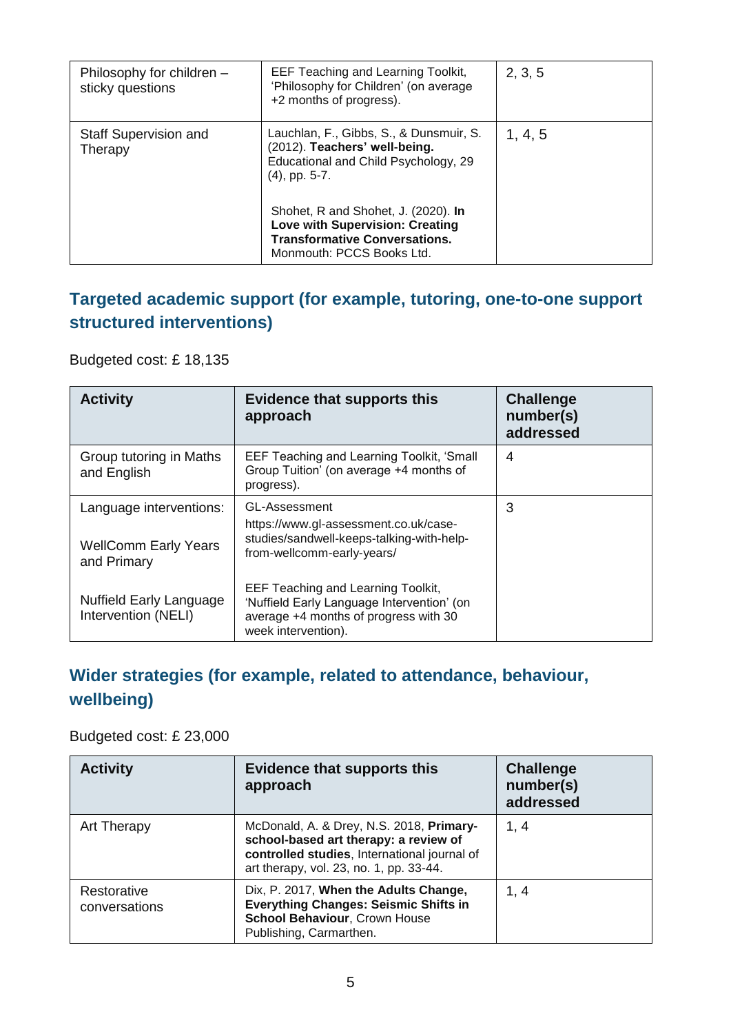| Philosophy for children – sticky questions | EEF Teaching and Learning Toolkit, 'Philosophy for Children' (on average +2 months of progress). | 2, 3, 5 |
|---|---|---|
| Staff Supervision and Therapy | Lauchlan, F., Gibbs, S., & Dunsmuir, S. (2012). **Teachers' well-being.** Educational and Child Psychology, 29 (4), pp. 5-7.<br><br>Shohet, R and Shohet, J. (2020). **In Love with Supervision: Creating Transformative Conversations.** Monmouth: PCCS Books Ltd. | 1, 4, 5 |

## Targeted academic support (for example, tutoring, one-to-one support structured interventions)

Budgeted cost: £ 18,135

| Activity | Evidence that supports this approach | Challenge number(s) addressed |
|---|---|---|
| Group tutoring in Maths and English | EEF Teaching and Learning Toolkit, 'Small Group Tuition' (on average +4 months of progress). | 4 |
| Language interventions:<br><br>WellComm Early Years and Primary<br><br>Nuffield Early Language Intervention (NELI) | GL-Assessment https://www.gl-assessment.co.uk/case-studies/sandwell-keeps-talking-with-help-from-wellcomm-early-years/<br><br>EEF Teaching and Learning Toolkit, 'Nuffield Early Language Intervention' (on average +4 months of progress with 30 week intervention). | 3 |

## Wider strategies (for example, related to attendance, behaviour, wellbeing)

Budgeted cost: £ 23,000

| Activity | Evidence that supports this approach | Challenge number(s) addressed |
|---|---|---|
| Art Therapy | McDonald, A. & Drey, N.S. 2018, **Primary-school-based art therapy: a review of controlled studies**, International journal of art therapy, vol. 23, no. 1, pp. 33-44. | 1, 4 |
| Restorative conversations | Dix, P. 2017, **When the Adults Change, Everything Changes: Seismic Shifts in School Behaviour**, Crown House Publishing, Carmarthen. | 1, 4 |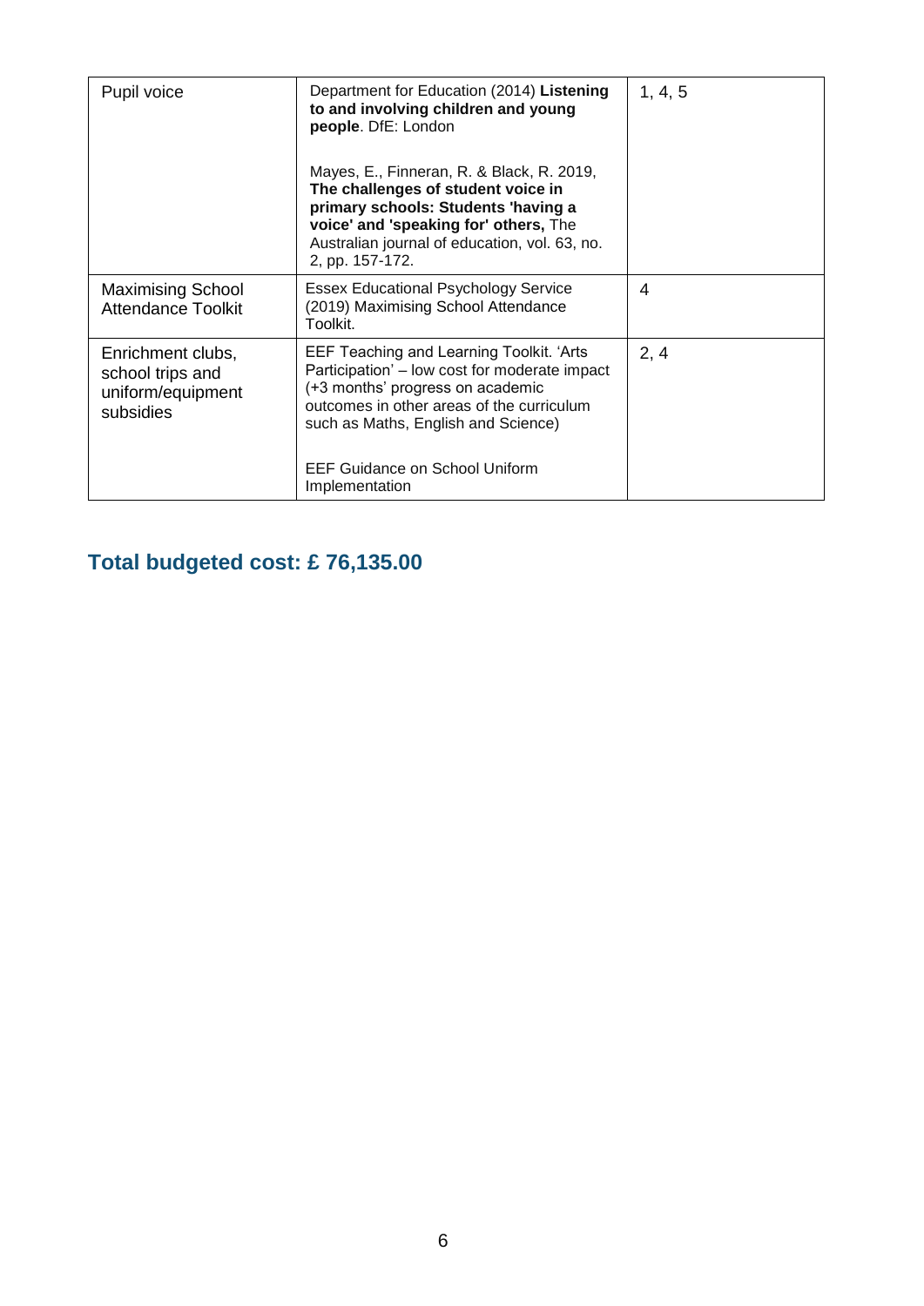| | | |
|---|---|---|
| Pupil voice | Department for Education (2014) **Listening to and involving children and young people**. DfE: London<br><br>Mayes, E., Finneran, R. & Black, R. 2019, **The challenges of student voice in primary schools: Students 'having a voice' and 'speaking for' others,** The Australian journal of education, vol. 63, no. 2, pp. 157-172. | 1, 4, 5 |
| Maximising School Attendance Toolkit | Essex Educational Psychology Service (2019) Maximising School Attendance Toolkit. | 4 |
| Enrichment clubs, school trips and uniform/equipment subsidies | EEF Teaching and Learning Toolkit. 'Arts Participation' – low cost for moderate impact (+3 months' progress on academic outcomes in other areas of the curriculum such as Maths, English and Science)<br><br>EEF Guidance on School Uniform Implementation | 2, 4 |

## Total budgeted cost: £ 76,135.00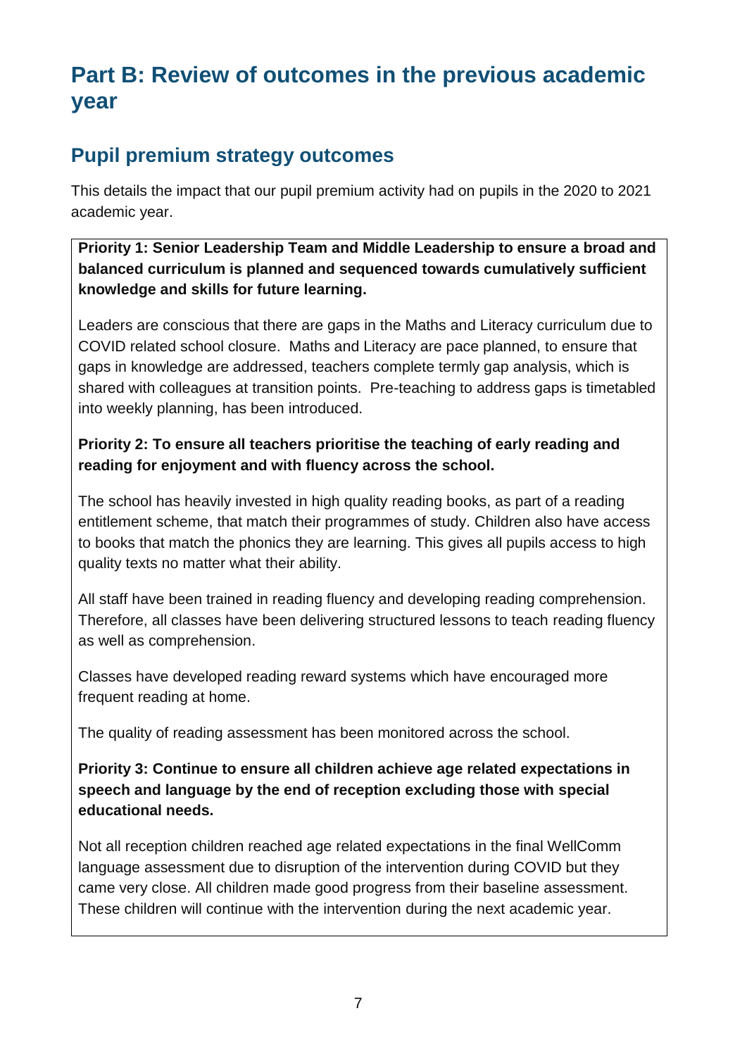# Part B: Review of outcomes in the previous academic year

## Pupil premium strategy outcomes

This details the impact that our pupil premium activity had on pupils in the 2020 to 2021 academic year.

**Priority 1: Senior Leadership Team and Middle Leadership to ensure a broad and balanced curriculum is planned and sequenced towards cumulatively sufficient knowledge and skills for future learning.**

Leaders are conscious that there are gaps in the Maths and Literacy curriculum due to COVID related school closure. Maths and Literacy are pace planned, to ensure that gaps in knowledge are addressed, teachers complete termly gap analysis, which is shared with colleagues at transition points. Pre-teaching to address gaps is timetabled into weekly planning, has been introduced.

**Priority 2: To ensure all teachers prioritise the teaching of early reading and reading for enjoyment and with fluency across the school.**

The school has heavily invested in high quality reading books, as part of a reading entitlement scheme, that match their programmes of study. Children also have access to books that match the phonics they are learning. This gives all pupils access to high quality texts no matter what their ability.

All staff have been trained in reading fluency and developing reading comprehension. Therefore, all classes have been delivering structured lessons to teach reading fluency as well as comprehension.

Classes have developed reading reward systems which have encouraged more frequent reading at home.

The quality of reading assessment has been monitored across the school.

**Priority 3: Continue to ensure all children achieve age related expectations in speech and language by the end of reception excluding those with special educational needs.**

Not all reception children reached age related expectations in the final WellComm language assessment due to disruption of the intervention during COVID but they came very close. All children made good progress from their baseline assessment. These children will continue with the intervention during the next academic year.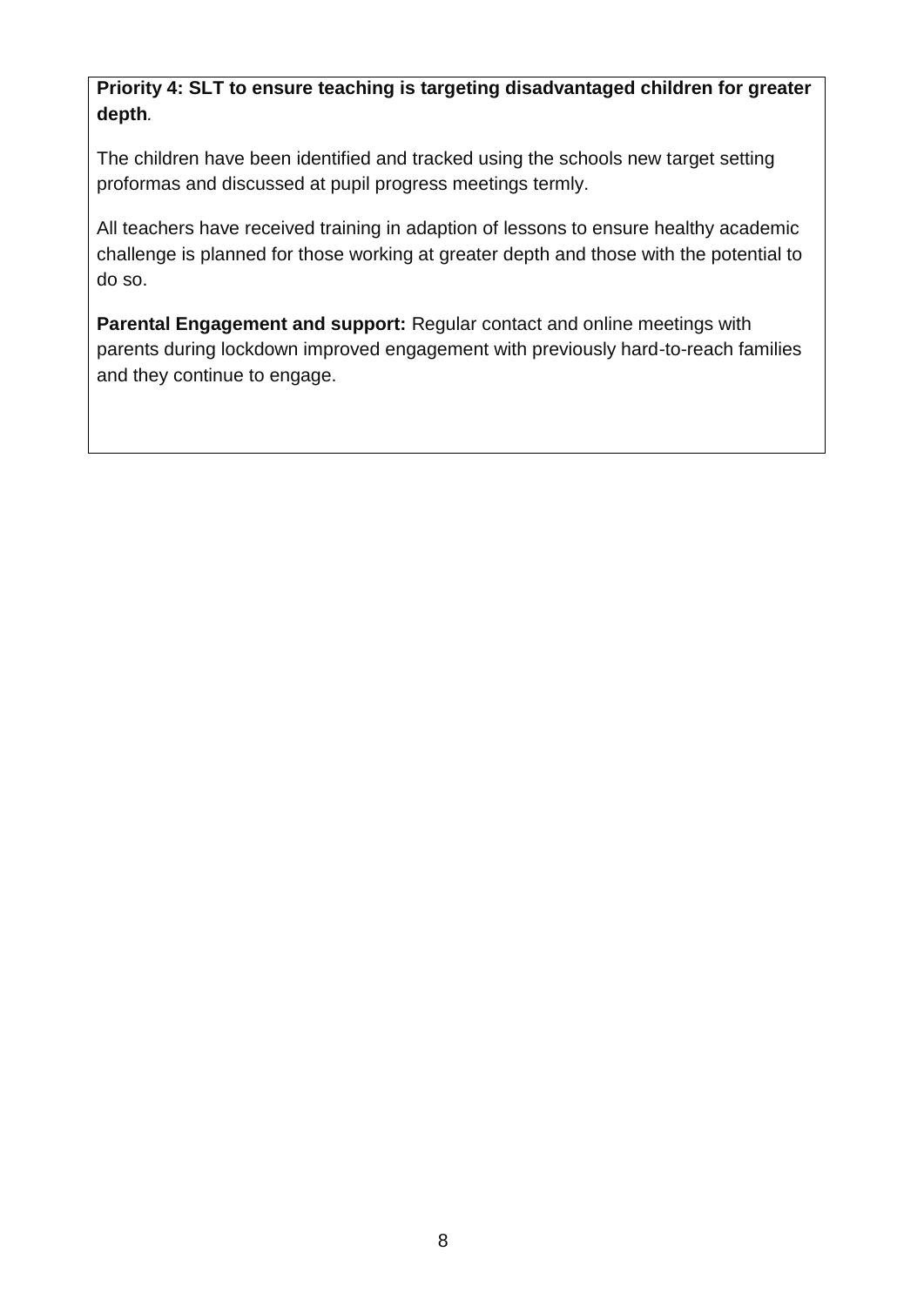**Priority 4: SLT to ensure teaching is targeting disadvantaged children for greater depth**.

The children have been identified and tracked using the schools new target setting proformas and discussed at pupil progress meetings termly.

All teachers have received training in adaption of lessons to ensure healthy academic challenge is planned for those working at greater depth and those with the potential to do so.

**Parental Engagement and support:** Regular contact and online meetings with parents during lockdown improved engagement with previously hard-to-reach families and they continue to engage.